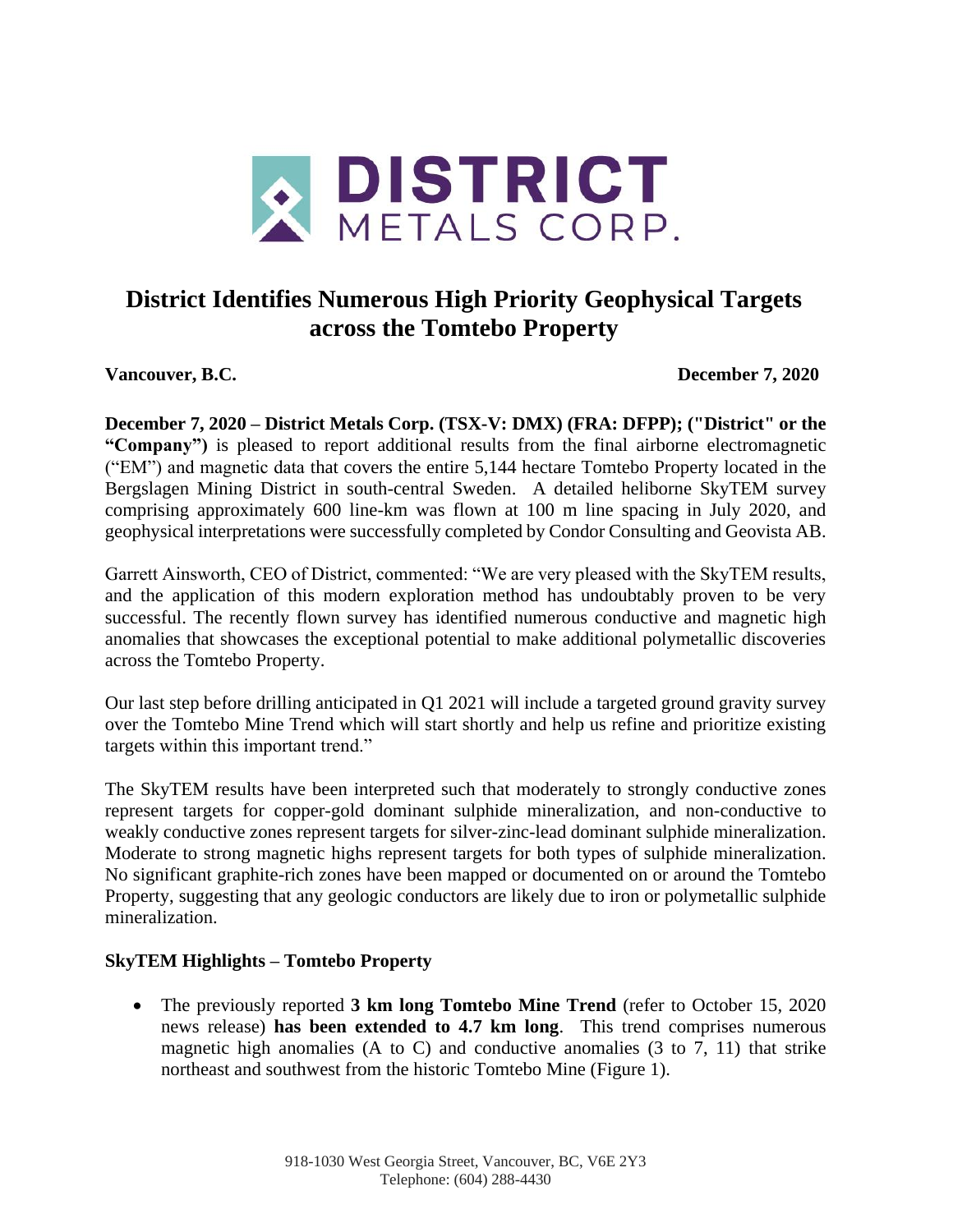# District Identifies Numerous High Priority Geophysical Targets across the Tomtebo Property

**Vancouver, B.C.** **December 7, 2020**

**December 7, 2020 – District Metals Corp. (TSX-V: DMX) (FRA: DFPP); ("District" or the "Company")** is pleased to report additional results from the final airborne electromagnetic ("EM") and magnetic data that covers the entire 5,144 hectare Tomtebo Property located in the Bergslagen Mining District in south-central Sweden. A detailed heliborne SkyTEM survey comprising approximately 600 line-km was flown at 100 m line spacing in July 2020, and geophysical interpretations were successfully completed by Condor Consulting and Geovista AB.

Garrett Ainsworth, CEO of District, commented: "We are very pleased with the SkyTEM results, and the application of this modern exploration method has undoubtably proven to be very successful. The recently flown survey has identified numerous conductive and magnetic high anomalies that showcases the exceptional potential to make additional polymetallic discoveries across the Tomtebo Property.

Our last step before drilling anticipated in Q1 2021 will include a targeted ground gravity survey over the Tomtebo Mine Trend which will start shortly and help us refine and prioritize existing targets within this important trend."

The SkyTEM results have been interpreted such that moderately to strongly conductive zones represent targets for copper-gold dominant sulphide mineralization, and non-conductive to weakly conductive zones represent targets for silver-zinc-lead dominant sulphide mineralization. Moderate to strong magnetic highs represent targets for both types of sulphide mineralization. No significant graphite-rich zones have been mapped or documented on or around the Tomtebo Property, suggesting that any geologic conductors are likely due to iron or polymetallic sulphide mineralization.

**SkyTEM Highlights – Tomtebo Property**

- The previously reported **3 km long Tomtebo Mine Trend** (refer to October 15, 2020 news release) **has been extended to 4.7 km long**. This trend comprises numerous magnetic high anomalies (A to C) and conductive anomalies (3 to 7, 11) that strike northeast and southwest from the historic Tomtebo Mine (Figure 1).

918-1030 West Georgia Street, Vancouver, BC, V6E 2Y3
Telephone: (604) 288-4430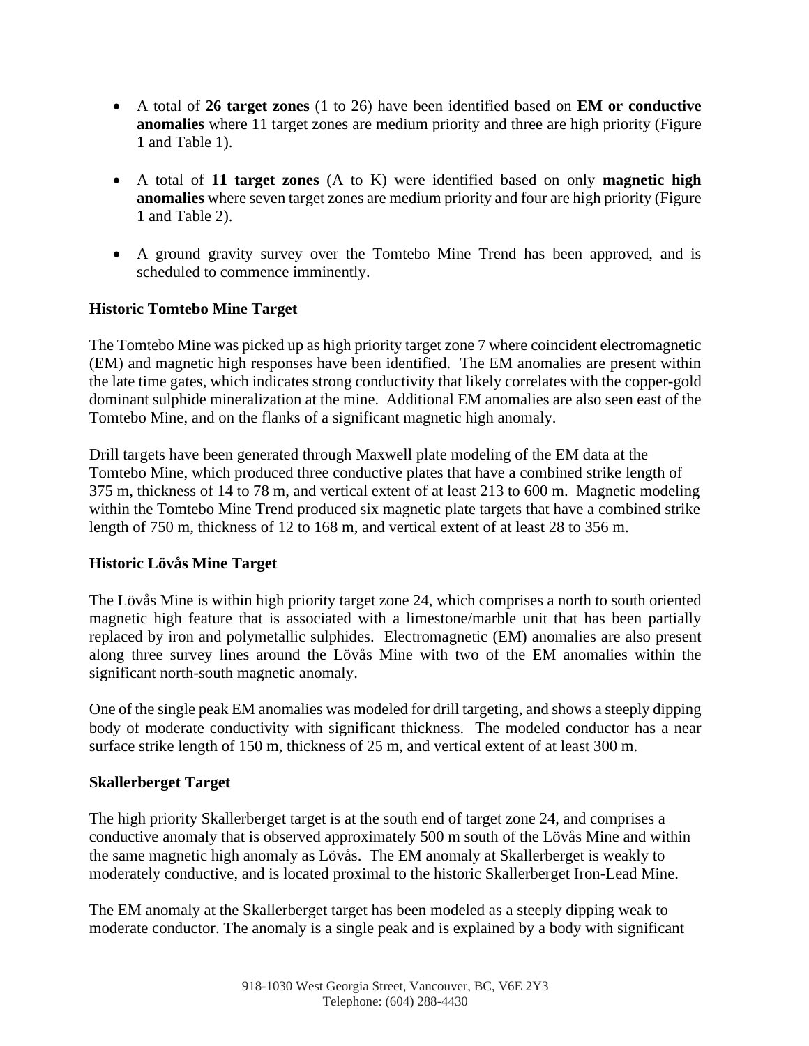- A total of **26 target zones** (1 to 26) have been identified based on **EM or conductive anomalies** where 11 target zones are medium priority and three are high priority (Figure 1 and Table 1).

- A total of **11 target zones** (A to K) were identified based on only **magnetic high anomalies** where seven target zones are medium priority and four are high priority (Figure 1 and Table 2).

- A ground gravity survey over the Tomtebo Mine Trend has been approved, and is scheduled to commence imminently.

**Historic Tomtebo Mine Target**

The Tomtebo Mine was picked up as high priority target zone 7 where coincident electromagnetic (EM) and magnetic high responses have been identified. The EM anomalies are present within the late time gates, which indicates strong conductivity that likely correlates with the copper-gold dominant sulphide mineralization at the mine. Additional EM anomalies are also seen east of the Tomtebo Mine, and on the flanks of a significant magnetic high anomaly.

Drill targets have been generated through Maxwell plate modeling of the EM data at the Tomtebo Mine, which produced three conductive plates that have a combined strike length of 375 m, thickness of 14 to 78 m, and vertical extent of at least 213 to 600 m. Magnetic modeling within the Tomtebo Mine Trend produced six magnetic plate targets that have a combined strike length of 750 m, thickness of 12 to 168 m, and vertical extent of at least 28 to 356 m.

**Historic Lövås Mine Target**

The Lövås Mine is within high priority target zone 24, which comprises a north to south oriented magnetic high feature that is associated with a limestone/marble unit that has been partially replaced by iron and polymetallic sulphides. Electromagnetic (EM) anomalies are also present along three survey lines around the Lövås Mine with two of the EM anomalies within the significant north-south magnetic anomaly.

One of the single peak EM anomalies was modeled for drill targeting, and shows a steeply dipping body of moderate conductivity with significant thickness. The modeled conductor has a near surface strike length of 150 m, thickness of 25 m, and vertical extent of at least 300 m.

**Skallerberget Target**

The high priority Skallerberget target is at the south end of target zone 24, and comprises a conductive anomaly that is observed approximately 500 m south of the Lövås Mine and within the same magnetic high anomaly as Lövås. The EM anomaly at Skallerberget is weakly to moderately conductive, and is located proximal to the historic Skallerberget Iron-Lead Mine.

The EM anomaly at the Skallerberget target has been modeled as a steeply dipping weak to moderate conductor. The anomaly is a single peak and is explained by a body with significant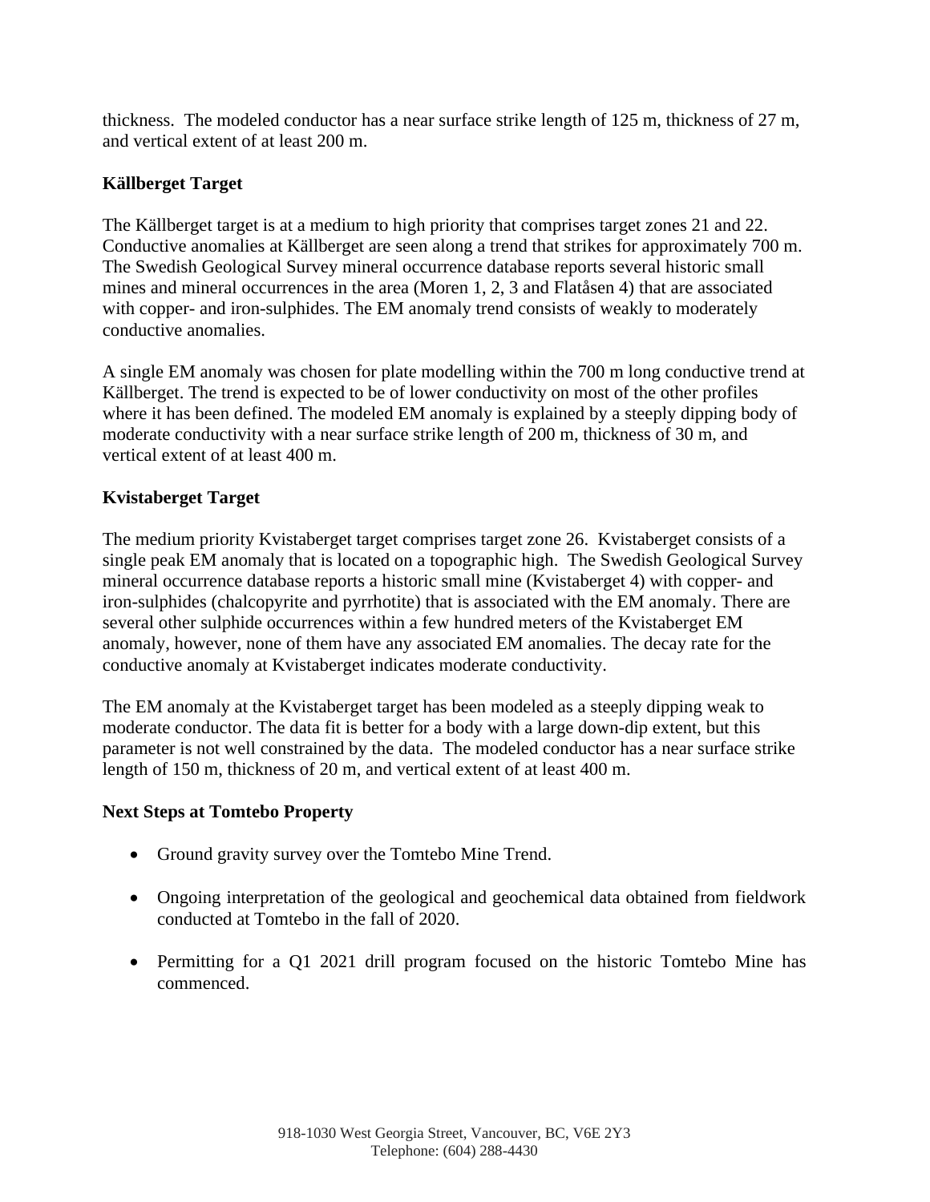thickness. The modeled conductor has a near surface strike length of 125 m, thickness of 27 m, and vertical extent of at least 200 m.

**Källberget Target**

The Källberget target is at a medium to high priority that comprises target zones 21 and 22. Conductive anomalies at Källberget are seen along a trend that strikes for approximately 700 m. The Swedish Geological Survey mineral occurrence database reports several historic small mines and mineral occurrences in the area (Moren 1, 2, 3 and Flatåsen 4) that are associated with copper- and iron-sulphides. The EM anomaly trend consists of weakly to moderately conductive anomalies.

A single EM anomaly was chosen for plate modelling within the 700 m long conductive trend at Källberget. The trend is expected to be of lower conductivity on most of the other profiles where it has been defined. The modeled EM anomaly is explained by a steeply dipping body of moderate conductivity with a near surface strike length of 200 m, thickness of 30 m, and vertical extent of at least 400 m.

**Kvistaberget Target**

The medium priority Kvistaberget target comprises target zone 26. Kvistaberget consists of a single peak EM anomaly that is located on a topographic high. The Swedish Geological Survey mineral occurrence database reports a historic small mine (Kvistaberget 4) with copper- and iron-sulphides (chalcopyrite and pyrrhotite) that is associated with the EM anomaly. There are several other sulphide occurrences within a few hundred meters of the Kvistaberget EM anomaly, however, none of them have any associated EM anomalies. The decay rate for the conductive anomaly at Kvistaberget indicates moderate conductivity.

The EM anomaly at the Kvistaberget target has been modeled as a steeply dipping weak to moderate conductor. The data fit is better for a body with a large down-dip extent, but this parameter is not well constrained by the data. The modeled conductor has a near surface strike length of 150 m, thickness of 20 m, and vertical extent of at least 400 m.

**Next Steps at Tomtebo Property**

- Ground gravity survey over the Tomtebo Mine Trend.
- Ongoing interpretation of the geological and geochemical data obtained from fieldwork conducted at Tomtebo in the fall of 2020.
- Permitting for a Q1 2021 drill program focused on the historic Tomtebo Mine has commenced.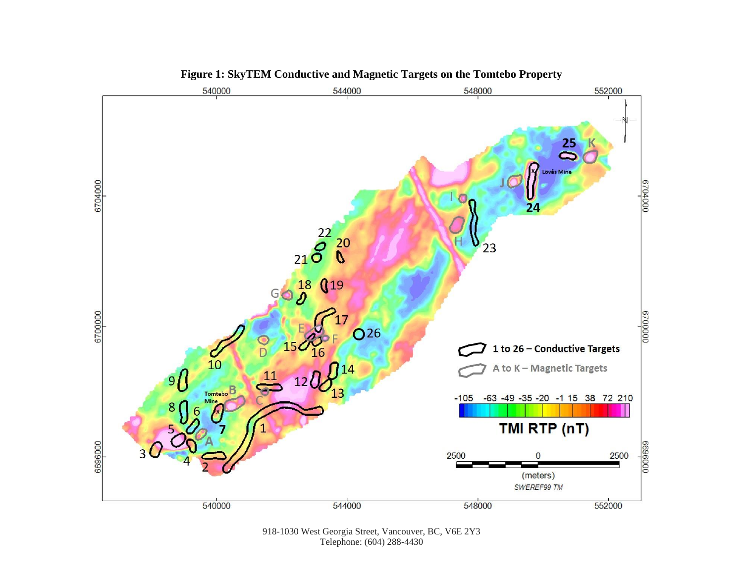**Figure 1: SkyTEM Conductive and Magnetic Targets on the Tomtebo Property**

918-1030 West Georgia Street, Vancouver, BC, V6E 2Y3
Telephone: (604) 288-4430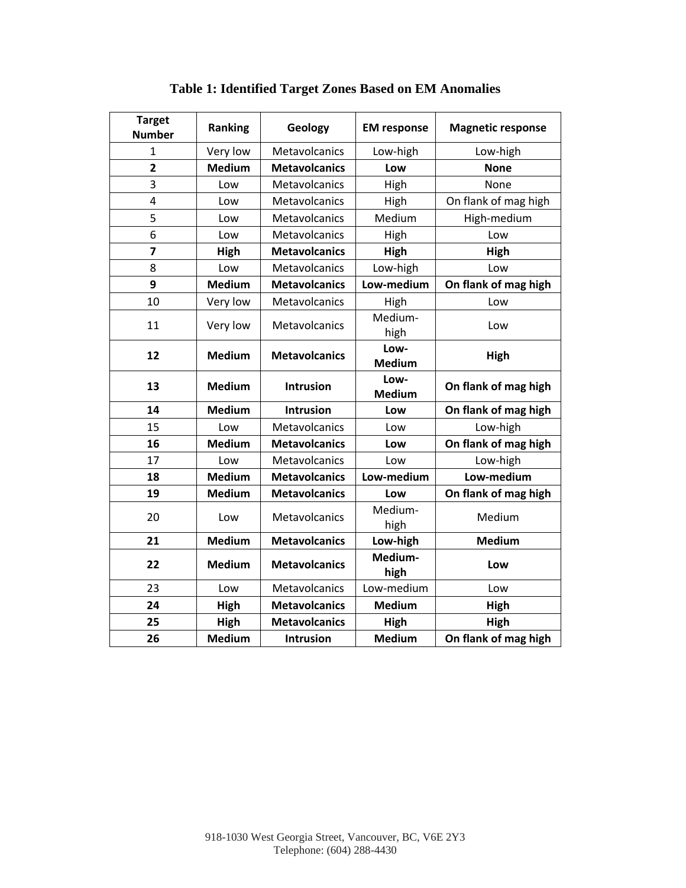**Table 1: Identified Target Zones Based on EM Anomalies**

| Target Number | Ranking | Geology | EM response | Magnetic response |
|---|---|---|---|---|
| 1 | Very low | Metavolcanics | Low-high | Low-high |
| **2** | **Medium** | **Metavolcanics** | **Low** | **None** |
| 3 | Low | Metavolcanics | High | None |
| 4 | Low | Metavolcanics | High | On flank of mag high |
| 5 | Low | Metavolcanics | Medium | High-medium |
| 6 | Low | Metavolcanics | High | Low |
| **7** | **High** | **Metavolcanics** | **High** | **High** |
| 8 | Low | Metavolcanics | Low-high | Low |
| **9** | **Medium** | **Metavolcanics** | **Low-medium** | **On flank of mag high** |
| 10 | Very low | Metavolcanics | High | Low |
| 11 | Very low | Metavolcanics | Medium-high | Low |
| **12** | **Medium** | **Metavolcanics** | **Low-Medium** | **High** |
| **13** | **Medium** | **Intrusion** | **Low-Medium** | **On flank of mag high** |
| **14** | **Medium** | **Intrusion** | **Low** | **On flank of mag high** |
| 15 | Low | Metavolcanics | Low | Low-high |
| **16** | **Medium** | **Metavolcanics** | **Low** | **On flank of mag high** |
| 17 | Low | Metavolcanics | Low | Low-high |
| **18** | **Medium** | **Metavolcanics** | **Low-medium** | **Low-medium** |
| **19** | **Medium** | **Metavolcanics** | **Low** | **On flank of mag high** |
| 20 | Low | Metavolcanics | Medium-high | Medium |
| **21** | **Medium** | **Metavolcanics** | **Low-high** | **Medium** |
| **22** | **Medium** | **Metavolcanics** | **Medium-high** | **Low** |
| 23 | Low | Metavolcanics | Low-medium | Low |
| **24** | **High** | **Metavolcanics** | **Medium** | **High** |
| **25** | **High** | **Metavolcanics** | **High** | **High** |
| **26** | **Medium** | **Intrusion** | **Medium** | **On flank of mag high** |

918-1030 West Georgia Street, Vancouver, BC, V6E 2Y3
Telephone: (604) 288-4430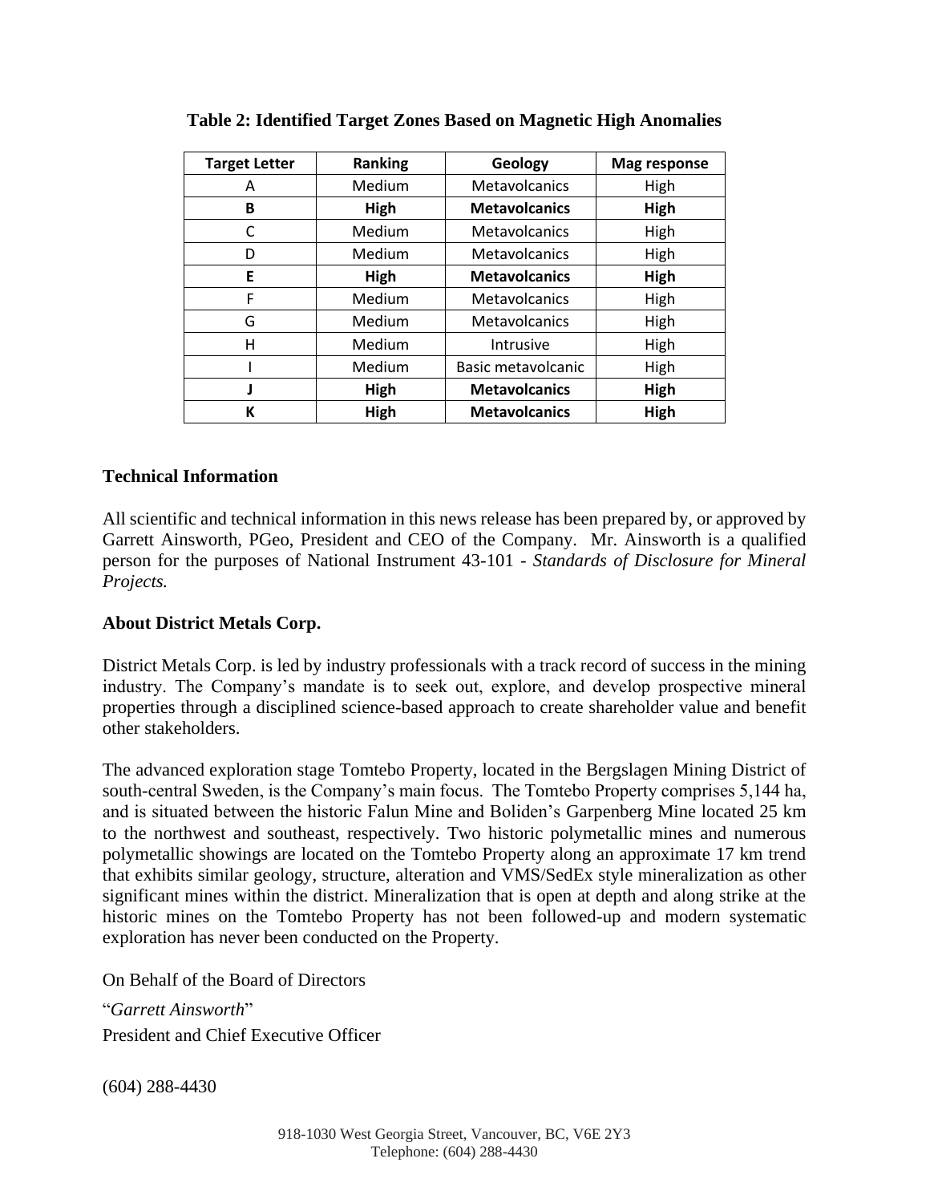**Table 2: Identified Target Zones Based on Magnetic High Anomalies**

| Target Letter | Ranking | Geology | Mag response |
|---|---|---|---|
| A | Medium | Metavolcanics | High |
| **B** | **High** | **Metavolcanics** | **High** |
| C | Medium | Metavolcanics | High |
| D | Medium | Metavolcanics | High |
| **E** | **High** | **Metavolcanics** | **High** |
| F | Medium | Metavolcanics | High |
| G | Medium | Metavolcanics | High |
| H | Medium | Intrusive | High |
| I | Medium | Basic metavolcanic | High |
| **J** | **High** | **Metavolcanics** | **High** |
| **K** | **High** | **Metavolcanics** | **High** |

## Technical Information

All scientific and technical information in this news release has been prepared by, or approved by Garrett Ainsworth, PGeo, President and CEO of the Company. Mr. Ainsworth is a qualified person for the purposes of National Instrument 43-101 - *Standards of Disclosure for Mineral Projects.*

## About District Metals Corp.

District Metals Corp. is led by industry professionals with a track record of success in the mining industry. The Company's mandate is to seek out, explore, and develop prospective mineral properties through a disciplined science-based approach to create shareholder value and benefit other stakeholders.

The advanced exploration stage Tomtebo Property, located in the Bergslagen Mining District of south-central Sweden, is the Company's main focus. The Tomtebo Property comprises 5,144 ha, and is situated between the historic Falun Mine and Boliden's Garpenberg Mine located 25 km to the northwest and southeast, respectively. Two historic polymetallic mines and numerous polymetallic showings are located on the Tomtebo Property along an approximate 17 km trend that exhibits similar geology, structure, alteration and VMS/SedEx style mineralization as other significant mines within the district. Mineralization that is open at depth and along strike at the historic mines on the Tomtebo Property has not been followed-up and modern systematic exploration has never been conducted on the Property.

On Behalf of the Board of Directors

"*Garrett Ainsworth*"
President and Chief Executive Officer

(604) 288-4430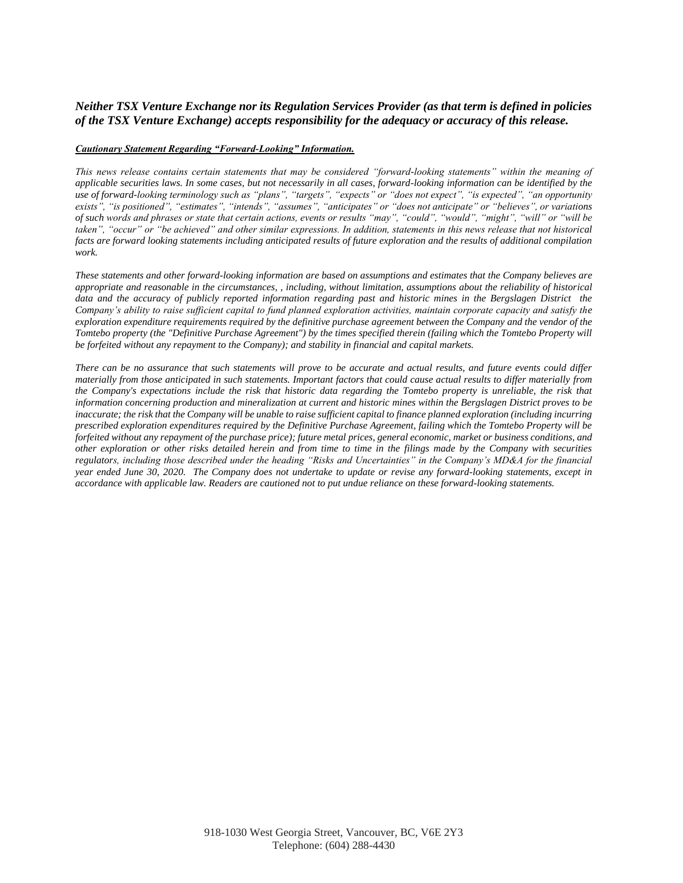***Neither TSX Venture Exchange nor its Regulation Services Provider (as that term is defined in policies of the TSX Venture Exchange) accepts responsibility for the adequacy or accuracy of this release.***

***Cautionary Statement Regarding "Forward-Looking" Information.***

*This news release contains certain statements that may be considered "forward-looking statements" within the meaning of applicable securities laws. In some cases, but not necessarily in all cases, forward-looking information can be identified by the use of forward-looking terminology such as "plans", "targets", "expects" or "does not expect", "is expected", "an opportunity exists", "is positioned", "estimates", "intends", "assumes", "anticipates" or "does not anticipate" or "believes", or variations of such words and phrases or state that certain actions, events or results "may", "could", "would", "might", "will" or "will be taken", "occur" or "be achieved" and other similar expressions. In addition, statements in this news release that not historical facts are forward looking statements including anticipated results of future exploration and the results of additional compilation work.*

*These statements and other forward-looking information are based on assumptions and estimates that the Company believes are appropriate and reasonable in the circumstances, , including, without limitation, assumptions about the reliability of historical data and the accuracy of publicly reported information regarding past and historic mines in the Bergslagen District the Company's ability to raise sufficient capital to fund planned exploration activities, maintain corporate capacity and satisfy the exploration expenditure requirements required by the definitive purchase agreement between the Company and the vendor of the Tomtebo property (the "Definitive Purchase Agreement") by the times specified therein (failing which the Tomtebo Property will be forfeited without any repayment to the Company); and stability in financial and capital markets.*

*There can be no assurance that such statements will prove to be accurate and actual results, and future events could differ materially from those anticipated in such statements. Important factors that could cause actual results to differ materially from the Company's expectations include the risk that historic data regarding the Tomtebo property is unreliable, the risk that information concerning production and mineralization at current and historic mines within the Bergslagen District proves to be inaccurate; the risk that the Company will be unable to raise sufficient capital to finance planned exploration (including incurring prescribed exploration expenditures required by the Definitive Purchase Agreement, failing which the Tomtebo Property will be forfeited without any repayment of the purchase price); future metal prices, general economic, market or business conditions, and other exploration or other risks detailed herein and from time to time in the filings made by the Company with securities regulators, including those described under the heading "Risks and Uncertainties" in the Company's MD&A for the financial year ended June 30, 2020. The Company does not undertake to update or revise any forward-looking statements, except in accordance with applicable law. Readers are cautioned not to put undue reliance on these forward-looking statements.*

918-1030 West Georgia Street, Vancouver, BC, V6E 2Y3
Telephone: (604) 288-4430